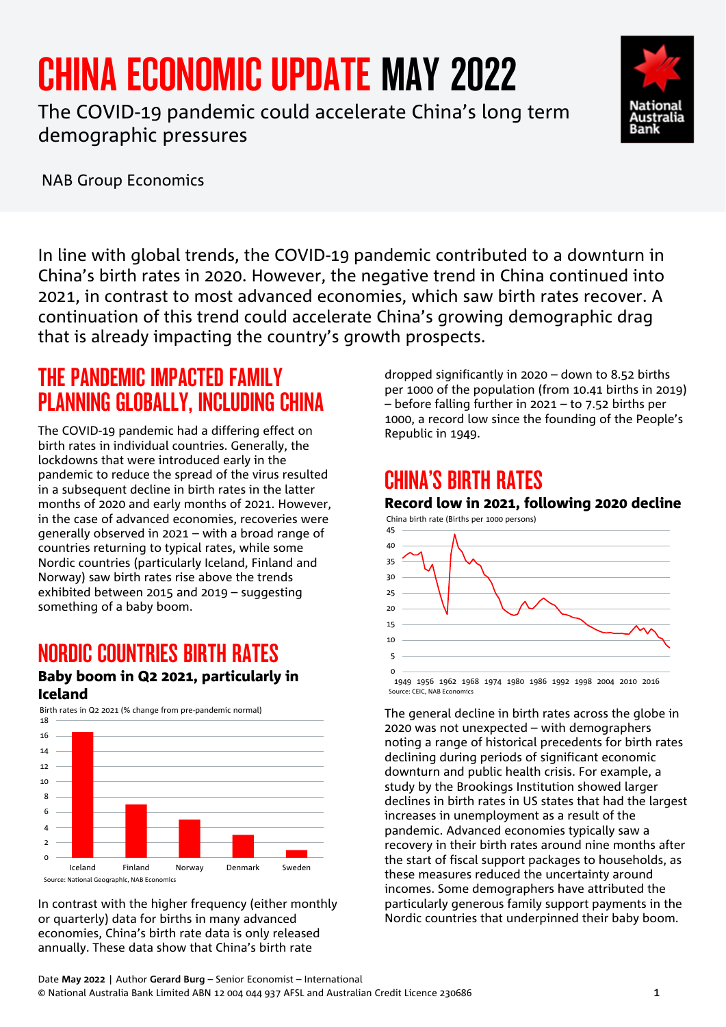# CHINA ECONOMIC UPDATE MAY 2022

The COVID-19 pandemic could accelerate China's long term demographic pressures

NAB Group Economics

In line with global trends, the COVID-19 pandemic contributed to a downturn in China's birth rates in 2020. However, the negative trend in China continued into 2021, in contrast to most advanced economies, which saw birth rates recover. A continuation of this trend could accelerate China's growing demographic drag that is already impacting the country's growth prospects.

## THE PANDEMIC IMPACTED FAMILY PLANNING GLOBALLY, INCLUDING CHINA

The COVID-19 pandemic had a differing effect on birth rates in individual countries. Generally, the lockdowns that were introduced early in the pandemic to reduce the spread of the virus resulted in a subsequent decline in birth rates in the latter months of 2020 and early months of 2021. However, in the case of advanced economies, recoveries were generally observed in 2021 – with a broad range of countries returning to typical rates, while some Nordic countries (particularly Iceland, Finland and Norway) saw birth rates rise above the trends exhibited between 2015 and 2019 – suggesting something of a baby boom.

## NORDIC COUNTRIES BIRTH RATES

**Baby boom in Q2 2021, particularly in Iceland**

Birth rates in Q2 2021 (% change from pre-pandemic normal)

Source: National Geographic, NAB Economics

In contrast with the higher frequency (either monthly or quarterly) data for births in many advanced economies, China's birth rate data is only released annually. These data show that China's birth rate dropped significantly in 2020 – down to 8.52 births per 1000 of the population (from 10.41 births in 2019) – before falling further in 2021 – to 7.52 births per 1000, a record low since the founding of the People's Republic in 1949.

## CHINA'S BIRTH RATES

**Record low in 2021, following 2020 decline**

China birth rate (Births per 1000 persons)

Source: CEIC, NAB Economics

The general decline in birth rates across the globe in 2020 was not unexpected – with demographers noting a range of historical precedents for birth rates declining during periods of significant economic downturn and public health crisis. For example, a study by the Brookings Institution showed larger declines in birth rates in US states that had the largest increases in unemployment as a result of the pandemic. Advanced economies typically saw a recovery in their birth rates around nine months after the start of fiscal support packages to households, as these measures reduced the uncertainty around incomes. Some demographers have attributed the particularly generous family support payments in the Nordic countries that underpinned their baby boom.

Date **May 2022** | Author **Gerard Burg** – Senior Economist – International
© National Australia Bank Limited ABN 12 004 044 937 AFSL and Australian Credit Licence 230686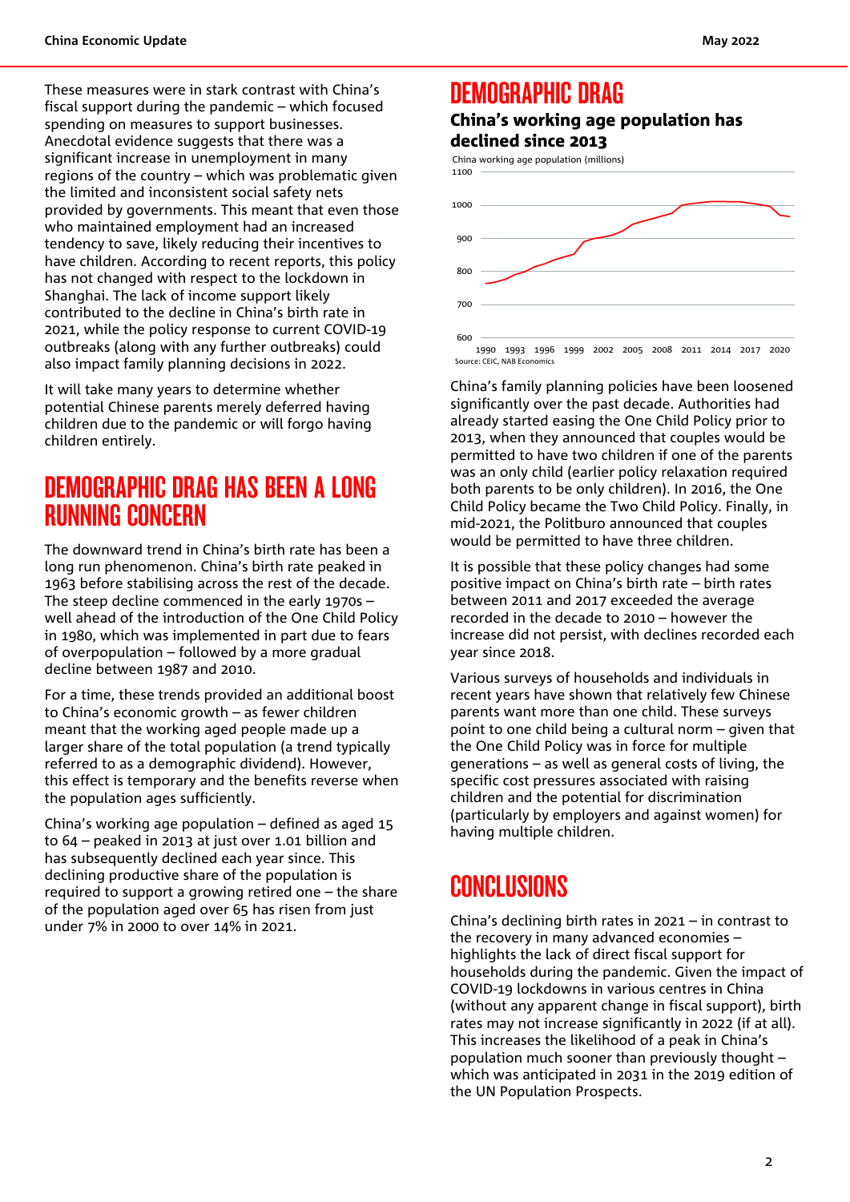These measures were in stark contrast with China's fiscal support during the pandemic – which focused spending on measures to support businesses. Anecdotal evidence suggests that there was a significant increase in unemployment in many regions of the country – which was problematic given the limited and inconsistent social safety nets provided by governments. This meant that even those who maintained employment had an increased tendency to save, likely reducing their incentives to have children. According to recent reports, this policy has not changed with respect to the lockdown in Shanghai. The lack of income support likely contributed to the decline in China's birth rate in 2021, while the policy response to current COVID-19 outbreaks (along with any further outbreaks) could also impact family planning decisions in 2022.

It will take many years to determine whether potential Chinese parents merely deferred having children due to the pandemic or will forgo having children entirely.

## DEMOGRAPHIC DRAG HAS BEEN A LONG RUNNING CONCERN

The downward trend in China's birth rate has been a long run phenomenon. China's birth rate peaked in 1963 before stabilising across the rest of the decade. The steep decline commenced in the early 1970s – well ahead of the introduction of the One Child Policy in 1980, which was implemented in part due to fears of overpopulation – followed by a more gradual decline between 1987 and 2010.

For a time, these trends provided an additional boost to China's economic growth – as fewer children meant that the working aged people made up a larger share of the total population (a trend typically referred to as a demographic dividend). However, this effect is temporary and the benefits reverse when the population ages sufficiently.

China's working age population – defined as aged 15 to 64 – peaked in 2013 at just over 1.01 billion and has subsequently declined each year since. This declining productive share of the population is required to support a growing retired one – the share of the population aged over 65 has risen from just under 7% in 2000 to over 14% in 2021.

## DEMOGRAPHIC DRAG

### China's working age population has declined since 2013

China working age population (millions)

Source: CEIC, NAB Economics

China's family planning policies have been loosened significantly over the past decade. Authorities had already started easing the One Child Policy prior to 2013, when they announced that couples would be permitted to have two children if one of the parents was an only child (earlier policy relaxation required both parents to be only children). In 2016, the One Child Policy became the Two Child Policy. Finally, in mid-2021, the Politburo announced that couples would be permitted to have three children.

It is possible that these policy changes had some positive impact on China's birth rate – birth rates between 2011 and 2017 exceeded the average recorded in the decade to 2010 – however the increase did not persist, with declines recorded each year since 2018.

Various surveys of households and individuals in recent years have shown that relatively few Chinese parents want more than one child. These surveys point to one child being a cultural norm – given that the One Child Policy was in force for multiple generations – as well as general costs of living, the specific cost pressures associated with raising children and the potential for discrimination (particularly by employers and against women) for having multiple children.

## CONCLUSIONS

China's declining birth rates in 2021 – in contrast to the recovery in many advanced economies – highlights the lack of direct fiscal support for households during the pandemic. Given the impact of COVID-19 lockdowns in various centres in China (without any apparent change in fiscal support), birth rates may not increase significantly in 2022 (if at all). This increases the likelihood of a peak in China's population much sooner than previously thought – which was anticipated in 2031 in the 2019 edition of the UN Population Prospects.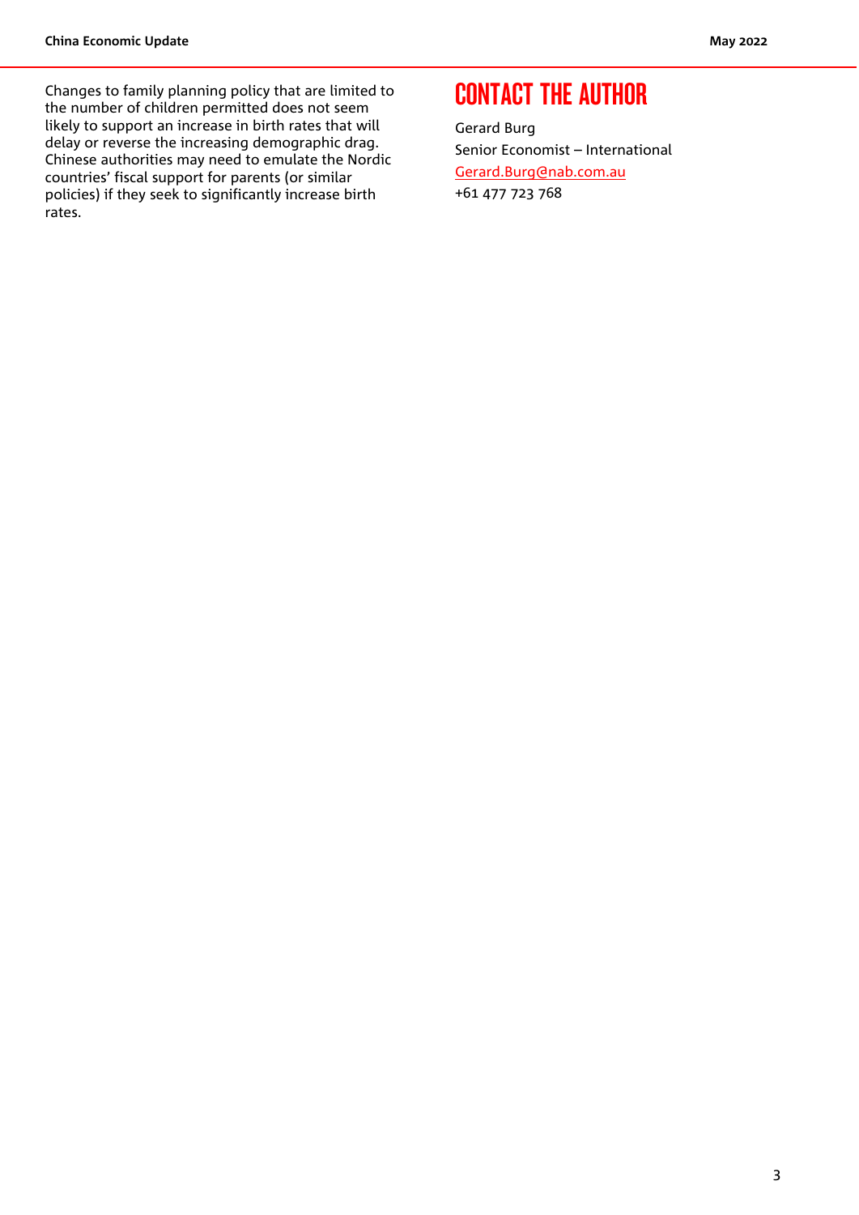Changes to family planning policy that are limited to the number of children permitted does not seem likely to support an increase in birth rates that will delay or reverse the increasing demographic drag. Chinese authorities may need to emulate the Nordic countries' fiscal support for parents (or similar policies) if they seek to significantly increase birth rates.

# CONTACT THE AUTHOR

Gerard Burg
Senior Economist – International
Gerard.Burg@nab.com.au
+61 477 723 768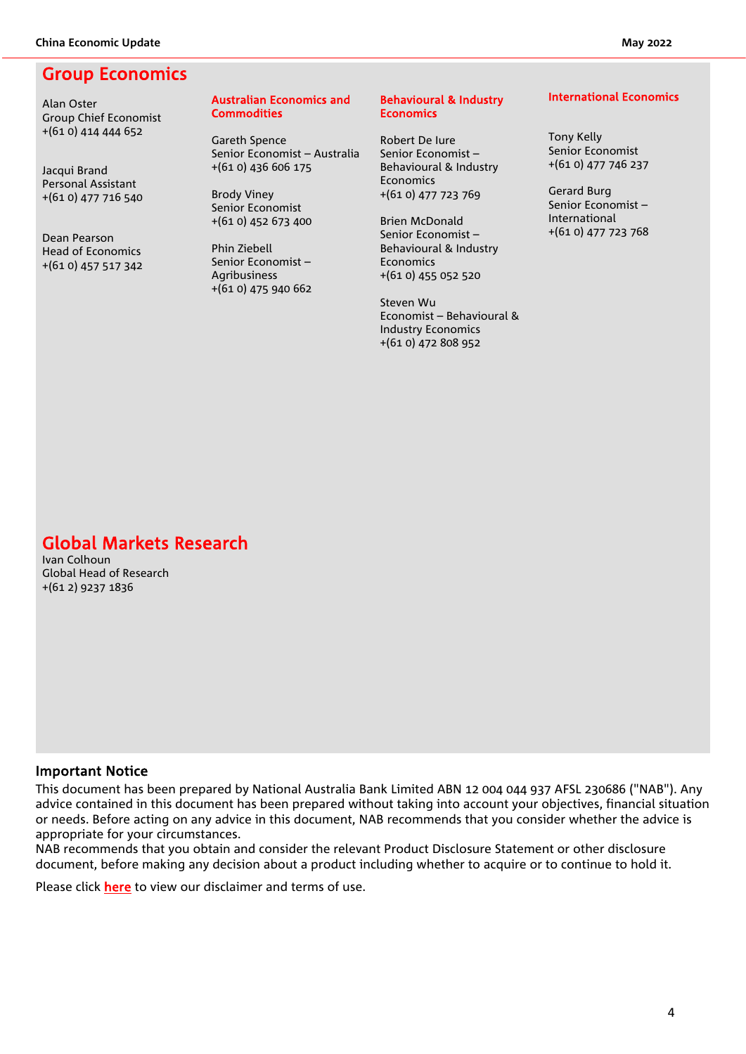# Group Economics

Alan Oster
Group Chief Economist
+(61 0) 414 444 652

Jacqui Brand
Personal Assistant
+(61 0) 477 716 540

Dean Pearson
Head of Economics
+(61 0) 457 517 342

## Australian Economics and Commodities

Gareth Spence
Senior Economist – Australia
+(61 0) 436 606 175

Brody Viney
Senior Economist
+(61 0) 452 673 400

Phin Ziebell
Senior Economist – Agribusiness
+(61 0) 475 940 662

## Behavioural & Industry Economics

Robert De Iure
Senior Economist – Behavioural & Industry Economics
+(61 0) 477 723 769

Brien McDonald
Senior Economist – Behavioural & Industry Economics
+(61 0) 455 052 520

Steven Wu
Economist – Behavioural & Industry Economics
+(61 0) 472 808 952

## International Economics

Tony Kelly
Senior Economist
+(61 0) 477 746 237

Gerard Burg
Senior Economist – International
+(61 0) 477 723 768

# Global Markets Research

Ivan Colhoun
Global Head of Research
+(61 2) 9237 1836

## Important Notice

This document has been prepared by National Australia Bank Limited ABN 12 004 044 937 AFSL 230686 ("NAB"). Any advice contained in this document has been prepared without taking into account your objectives, financial situation or needs. Before acting on any advice in this document, NAB recommends that you consider whether the advice is appropriate for your circumstances.
NAB recommends that you obtain and consider the relevant Product Disclosure Statement or other disclosure document, before making any decision about a product including whether to acquire or to continue to hold it.

Please click **here** to view our disclaimer and terms of use.